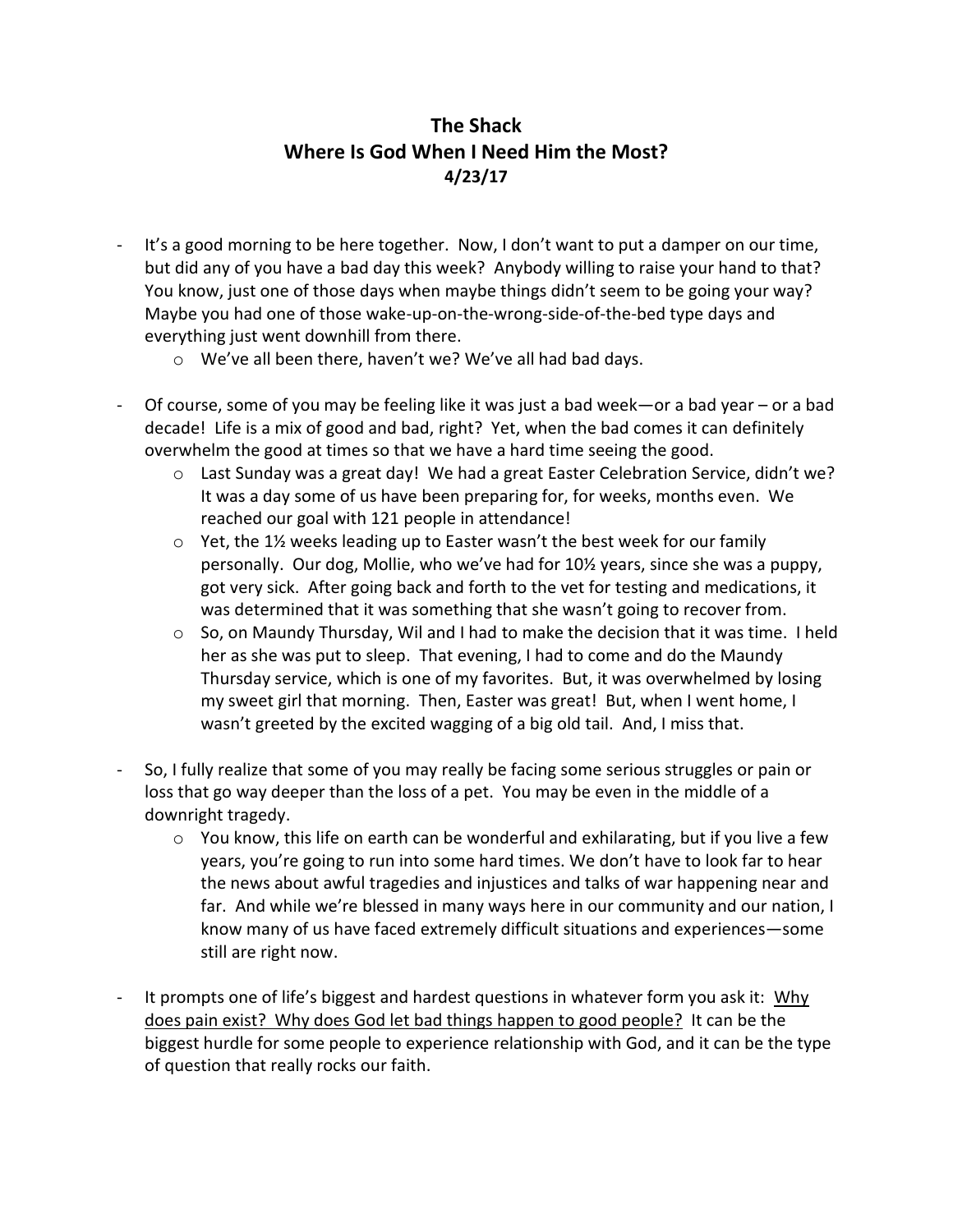# The Shack
# Where Is God When I Need Him the Most?
# 4/23/17

- It's a good morning to be here together. Now, I don't want to put a damper on our time, but did any of you have a bad day this week? Anybody willing to raise your hand to that? You know, just one of those days when maybe things didn't seem to be going your way? Maybe you had one of those wake-up-on-the-wrong-side-of-the-bed type days and everything just went downhill from there.
    - We've all been there, haven't we? We've all had bad days.

- Of course, some of you may be feeling like it was just a bad week—or a bad year – or a bad decade! Life is a mix of good and bad, right? Yet, when the bad comes it can definitely overwhelm the good at times so that we have a hard time seeing the good.
    - Last Sunday was a great day! We had a great Easter Celebration Service, didn't we? It was a day some of us have been preparing for, for weeks, months even. We reached our goal with 121 people in attendance!
    - Yet, the 1½ weeks leading up to Easter wasn't the best week for our family personally. Our dog, Mollie, who we've had for 10½ years, since she was a puppy, got very sick. After going back and forth to the vet for testing and medications, it was determined that it was something that she wasn't going to recover from.
    - So, on Maundy Thursday, Wil and I had to make the decision that it was time. I held her as she was put to sleep. That evening, I had to come and do the Maundy Thursday service, which is one of my favorites. But, it was overwhelmed by losing my sweet girl that morning. Then, Easter was great! But, when I went home, I wasn't greeted by the excited wagging of a big old tail. And, I miss that.

- So, I fully realize that some of you may really be facing some serious struggles or pain or loss that go way deeper than the loss of a pet. You may be even in the middle of a downright tragedy.
    - You know, this life on earth can be wonderful and exhilarating, but if you live a few years, you're going to run into some hard times. We don't have to look far to hear the news about awful tragedies and injustices and talks of war happening near and far. And while we're blessed in many ways here in our community and our nation, I know many of us have faced extremely difficult situations and experiences—some still are right now.

- It prompts one of life's biggest and hardest questions in whatever form you ask it: <u>Why does pain exist? Why does God let bad things happen to good people?</u> It can be the biggest hurdle for some people to experience relationship with God, and it can be the type of question that really rocks our faith.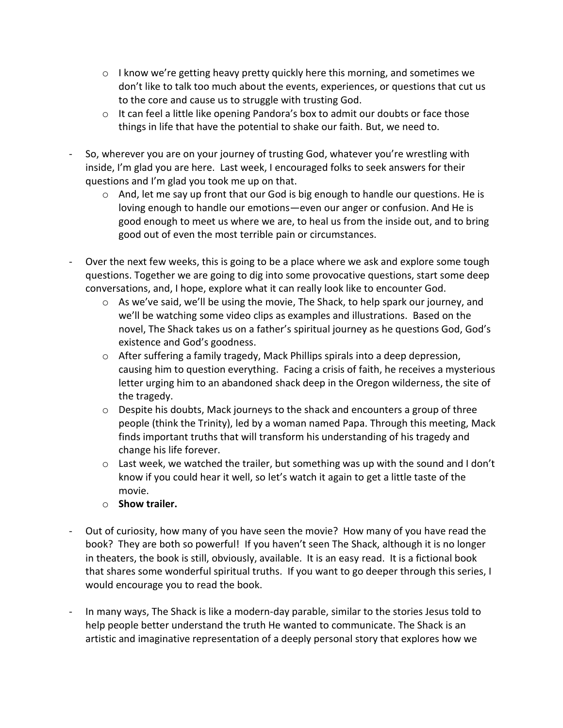- I know we're getting heavy pretty quickly here this morning, and sometimes we don't like to talk too much about the events, experiences, or questions that cut us to the core and cause us to struggle with trusting God.
  - It can feel a little like opening Pandora's box to admit our doubts or face those things in life that have the potential to shake our faith. But, we need to.

- So, wherever you are on your journey of trusting God, whatever you're wrestling with inside, I'm glad you are here. Last week, I encouraged folks to seek answers for their questions and I'm glad you took me up on that.
  - And, let me say up front that our God is big enough to handle our questions. He is loving enough to handle our emotions—even our anger or confusion. And He is good enough to meet us where we are, to heal us from the inside out, and to bring good out of even the most terrible pain or circumstances.

- Over the next few weeks, this is going to be a place where we ask and explore some tough questions. Together we are going to dig into some provocative questions, start some deep conversations, and, I hope, explore what it can really look like to encounter God.
  - As we've said, we'll be using the movie, The Shack, to help spark our journey, and we'll be watching some video clips as examples and illustrations. Based on the novel, The Shack takes us on a father's spiritual journey as he questions God, God's existence and God's goodness.
  - After suffering a family tragedy, Mack Phillips spirals into a deep depression, causing him to question everything. Facing a crisis of faith, he receives a mysterious letter urging him to an abandoned shack deep in the Oregon wilderness, the site of the tragedy.
  - Despite his doubts, Mack journeys to the shack and encounters a group of three people (think the Trinity), led by a woman named Papa. Through this meeting, Mack finds important truths that will transform his understanding of his tragedy and change his life forever.
  - Last week, we watched the trailer, but something was up with the sound and I don't know if you could hear it well, so let's watch it again to get a little taste of the movie.
  - **Show trailer.**

- Out of curiosity, how many of you have seen the movie? How many of you have read the book? They are both so powerful! If you haven't seen The Shack, although it is no longer in theaters, the book is still, obviously, available. It is an easy read. It is a fictional book that shares some wonderful spiritual truths. If you want to go deeper through this series, I would encourage you to read the book.

- In many ways, The Shack is like a modern-day parable, similar to the stories Jesus told to help people better understand the truth He wanted to communicate. The Shack is an artistic and imaginative representation of a deeply personal story that explores how we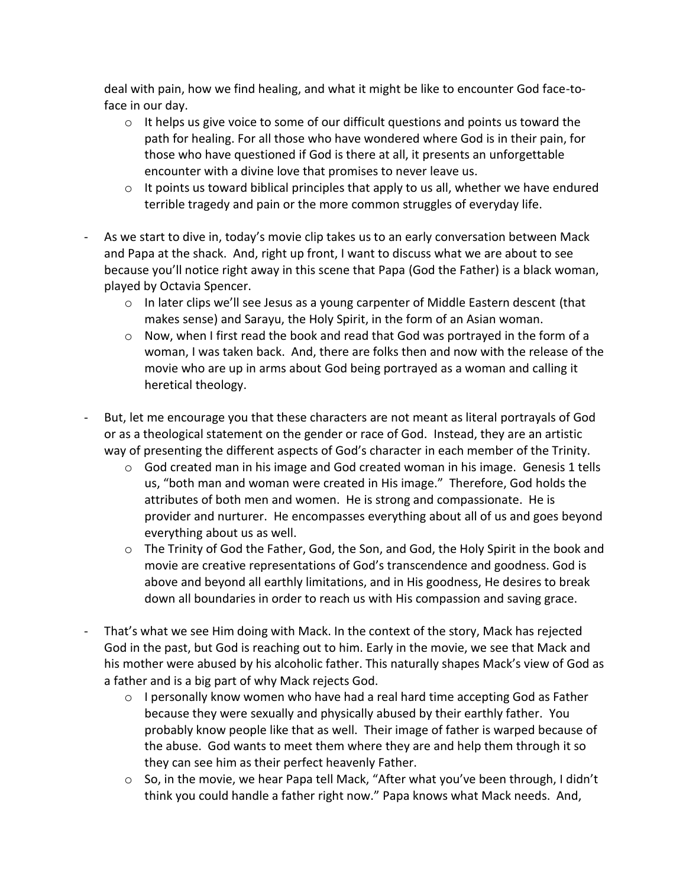deal with pain, how we find healing, and what it might be like to encounter God face-to-face in our day.

  - It helps us give voice to some of our difficult questions and points us toward the path for healing. For all those who have wondered where God is in their pain, for those who have questioned if God is there at all, it presents an unforgettable encounter with a divine love that promises to never leave us.
  - It points us toward biblical principles that apply to us all, whether we have endured terrible tragedy and pain or the more common struggles of everyday life.

- As we start to dive in, today's movie clip takes us to an early conversation between Mack and Papa at the shack. And, right up front, I want to discuss what we are about to see because you'll notice right away in this scene that Papa (God the Father) is a black woman, played by Octavia Spencer.
  - In later clips we'll see Jesus as a young carpenter of Middle Eastern descent (that makes sense) and Sarayu, the Holy Spirit, in the form of an Asian woman.
  - Now, when I first read the book and read that God was portrayed in the form of a woman, I was taken back. And, there are folks then and now with the release of the movie who are up in arms about God being portrayed as a woman and calling it heretical theology.

- But, let me encourage you that these characters are not meant as literal portrayals of God or as a theological statement on the gender or race of God. Instead, they are an artistic way of presenting the different aspects of God's character in each member of the Trinity.
  - God created man in his image and God created woman in his image. Genesis 1 tells us, "both man and woman were created in His image." Therefore, God holds the attributes of both men and women. He is strong and compassionate. He is provider and nurturer. He encompasses everything about all of us and goes beyond everything about us as well.
  - The Trinity of God the Father, God, the Son, and God, the Holy Spirit in the book and movie are creative representations of God's transcendence and goodness. God is above and beyond all earthly limitations, and in His goodness, He desires to break down all boundaries in order to reach us with His compassion and saving grace.

- That's what we see Him doing with Mack. In the context of the story, Mack has rejected God in the past, but God is reaching out to him. Early in the movie, we see that Mack and his mother were abused by his alcoholic father. This naturally shapes Mack's view of God as a father and is a big part of why Mack rejects God.
  - I personally know women who have had a real hard time accepting God as Father because they were sexually and physically abused by their earthly father. You probably know people like that as well. Their image of father is warped because of the abuse. God wants to meet them where they are and help them through it so they can see him as their perfect heavenly Father.
  - So, in the movie, we hear Papa tell Mack, "After what you've been through, I didn't think you could handle a father right now." Papa knows what Mack needs. And,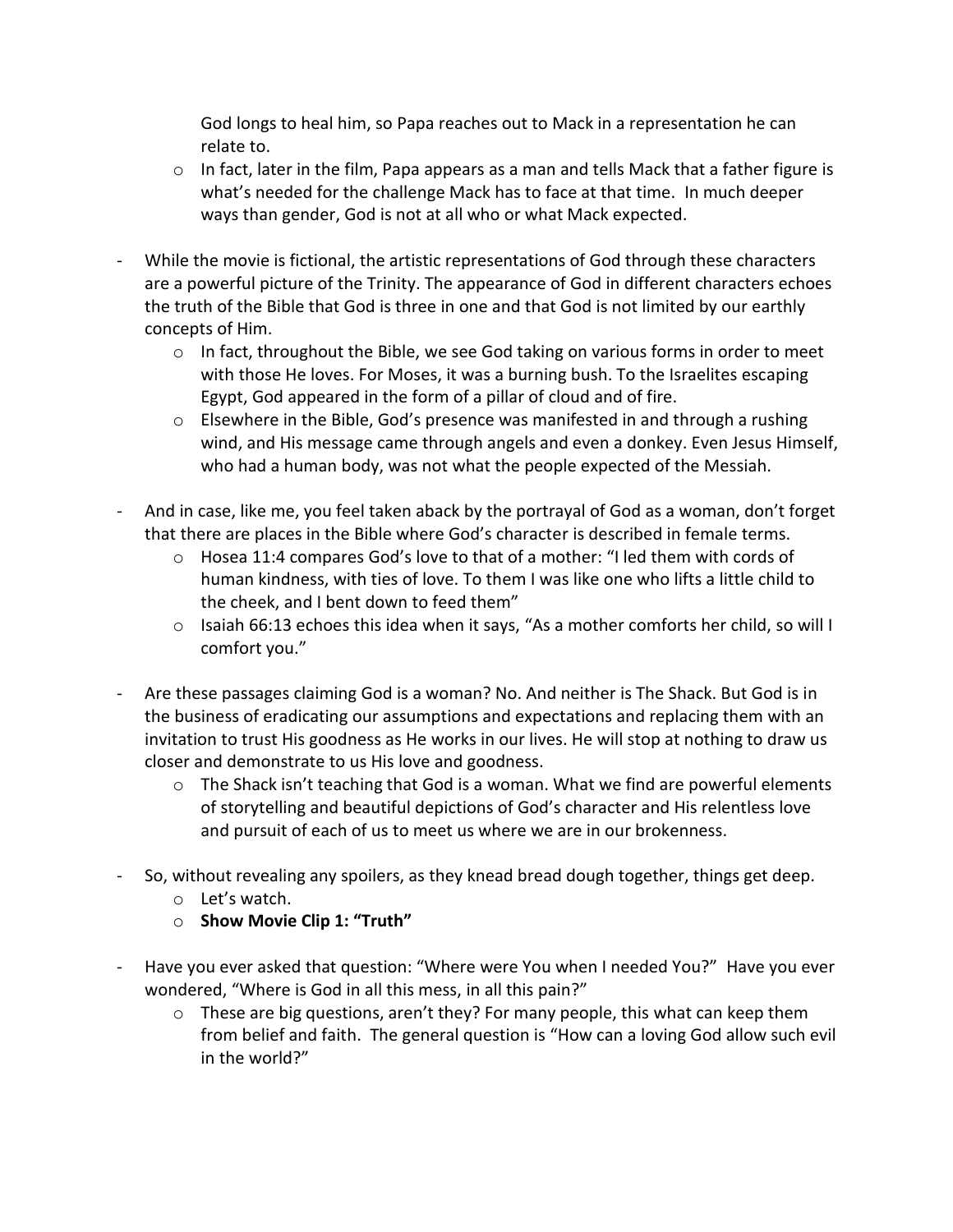God longs to heal him, so Papa reaches out to Mack in a representation he can relate to.

  - In fact, later in the film, Papa appears as a man and tells Mack that a father figure is what's needed for the challenge Mack has to face at that time. In much deeper ways than gender, God is not at all who or what Mack expected.

- While the movie is fictional, the artistic representations of God through these characters are a powerful picture of the Trinity. The appearance of God in different characters echoes the truth of the Bible that God is three in one and that God is not limited by our earthly concepts of Him.
  - In fact, throughout the Bible, we see God taking on various forms in order to meet with those He loves. For Moses, it was a burning bush. To the Israelites escaping Egypt, God appeared in the form of a pillar of cloud and of fire.
  - Elsewhere in the Bible, God's presence was manifested in and through a rushing wind, and His message came through angels and even a donkey. Even Jesus Himself, who had a human body, was not what the people expected of the Messiah.

- And in case, like me, you feel taken aback by the portrayal of God as a woman, don't forget that there are places in the Bible where God's character is described in female terms.
  - Hosea 11:4 compares God's love to that of a mother: "I led them with cords of human kindness, with ties of love. To them I was like one who lifts a little child to the cheek, and I bent down to feed them"
  - Isaiah 66:13 echoes this idea when it says, "As a mother comforts her child, so will I comfort you."

- Are these passages claiming God is a woman? No. And neither is The Shack. But God is in the business of eradicating our assumptions and expectations and replacing them with an invitation to trust His goodness as He works in our lives. He will stop at nothing to draw us closer and demonstrate to us His love and goodness.
  - The Shack isn't teaching that God is a woman. What we find are powerful elements of storytelling and beautiful depictions of God's character and His relentless love and pursuit of each of us to meet us where we are in our brokenness.

- So, without revealing any spoilers, as they knead bread dough together, things get deep.
  - Let's watch.
  - **Show Movie Clip 1: "Truth"**

- Have you ever asked that question: "Where were You when I needed You?" Have you ever wondered, "Where is God in all this mess, in all this pain?"
  - These are big questions, aren't they? For many people, this what can keep them from belief and faith. The general question is "How can a loving God allow such evil in the world?"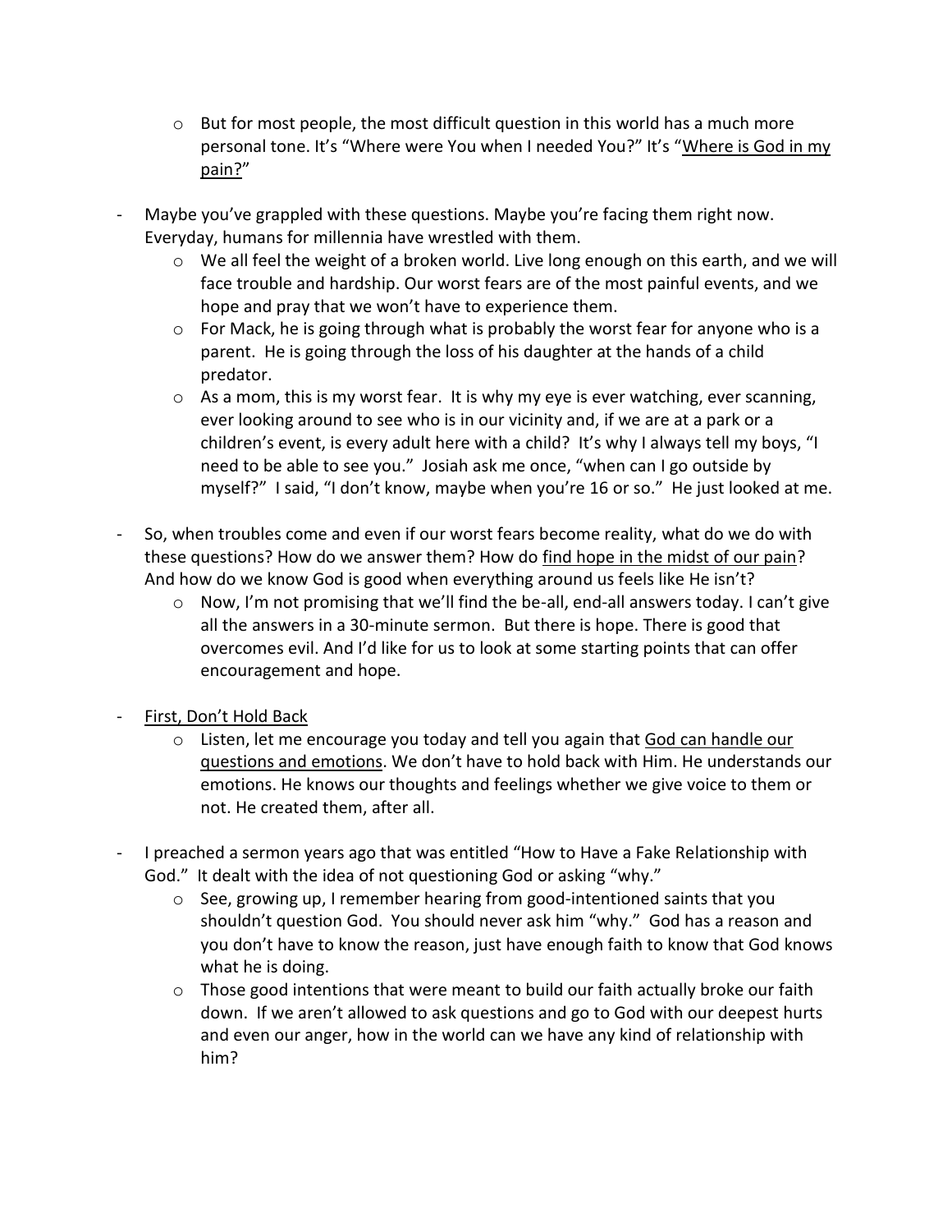- But for most people, the most difficult question in this world has a much more personal tone. It's "Where were You when I needed You?" It's "<u>Where is God in my pain?</u>"

- Maybe you've grappled with these questions. Maybe you're facing them right now. Everyday, humans for millennia have wrestled with them.
   - We all feel the weight of a broken world. Live long enough on this earth, and we will face trouble and hardship. Our worst fears are of the most painful events, and we hope and pray that we won't have to experience them.
   - For Mack, he is going through what is probably the worst fear for anyone who is a parent. He is going through the loss of his daughter at the hands of a child predator.
   - As a mom, this is my worst fear. It is why my eye is ever watching, ever scanning, ever looking around to see who is in our vicinity and, if we are at a park or a children's event, is every adult here with a child? It's why I always tell my boys, "I need to be able to see you." Josiah ask me once, "when can I go outside by myself?" I said, "I don't know, maybe when you're 16 or so." He just looked at me.

- So, when troubles come and even if our worst fears become reality, what do we do with these questions? How do we answer them? How do <u>find hope in the midst of our pain</u>? And how do we know God is good when everything around us feels like He isn't?
   - Now, I'm not promising that we'll find the be-all, end-all answers today. I can't give all the answers in a 30-minute sermon. But there is hope. There is good that overcomes evil. And I'd like for us to look at some starting points that can offer encouragement and hope.

- <u>First, Don't Hold Back</u>
   - Listen, let me encourage you today and tell you again that <u>God can handle our questions and emotions</u>. We don't have to hold back with Him. He understands our emotions. He knows our thoughts and feelings whether we give voice to them or not. He created them, after all.

- I preached a sermon years ago that was entitled "How to Have a Fake Relationship with God." It dealt with the idea of not questioning God or asking "why."
   - See, growing up, I remember hearing from good-intentioned saints that you shouldn't question God. You should never ask him "why." God has a reason and you don't have to know the reason, just have enough faith to know that God knows what he is doing.
   - Those good intentions that were meant to build our faith actually broke our faith down. If we aren't allowed to ask questions and go to God with our deepest hurts and even our anger, how in the world can we have any kind of relationship with him?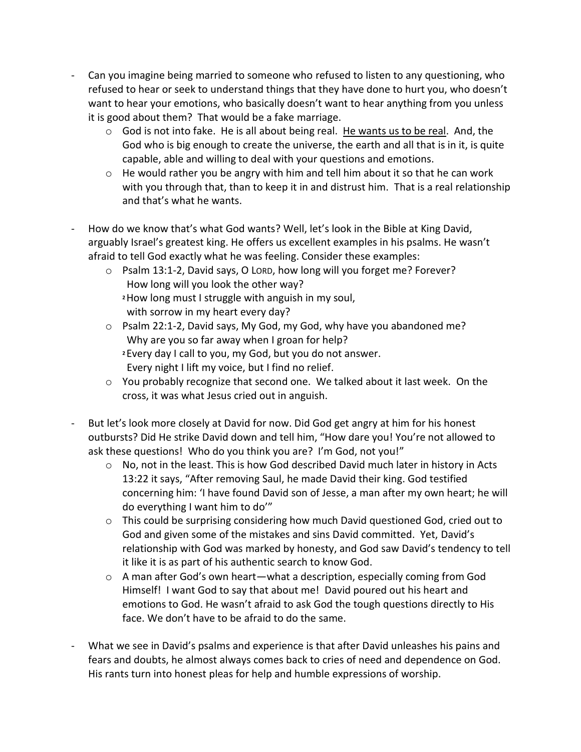- Can you imagine being married to someone who refused to listen to any questioning, who refused to hear or seek to understand things that they have done to hurt you, who doesn't want to hear your emotions, who basically doesn't want to hear anything from you unless it is good about them? That would be a fake marriage.
  - God is not into fake. He is all about being real. <u>He wants us to be real</u>. And, the God who is big enough to create the universe, the earth and all that is in it, is quite capable, able and willing to deal with your questions and emotions.
  - He would rather you be angry with him and tell him about it so that he can work with you through that, than to keep it in and distrust him. That is a real relationship and that's what he wants.

- How do we know that's what God wants? Well, let's look in the Bible at King David, arguably Israel's greatest king. He offers us excellent examples in his psalms. He wasn't afraid to tell God exactly what he was feeling. Consider these examples:
  - Psalm 13:1-2, David says, O LORD, how long will you forget me? Forever?
    How long will you look the other way?
    2 How long must I struggle with anguish in my soul,
    with sorrow in my heart every day?
  - Psalm 22:1-2, David says, My God, my God, why have you abandoned me?
    Why are you so far away when I groan for help?
    2 Every day I call to you, my God, but you do not answer.
    Every night I lift my voice, but I find no relief.
  - You probably recognize that second one. We talked about it last week. On the cross, it was what Jesus cried out in anguish.

- But let's look more closely at David for now. Did God get angry at him for his honest outbursts? Did He strike David down and tell him, "How dare you! You're not allowed to ask these questions! Who do you think you are? I'm God, not you!"
  - No, not in the least. This is how God described David much later in history in Acts 13:22 it says, "After removing Saul, he made David their king. God testified concerning him: 'I have found David son of Jesse, a man after my own heart; he will do everything I want him to do'"
  - This could be surprising considering how much David questioned God, cried out to God and given some of the mistakes and sins David committed. Yet, David's relationship with God was marked by honesty, and God saw David's tendency to tell it like it is as part of his authentic search to know God.
  - A man after God's own heart—what a description, especially coming from God Himself! I want God to say that about me! David poured out his heart and emotions to God. He wasn't afraid to ask God the tough questions directly to His face. We don't have to be afraid to do the same.

- What we see in David's psalms and experience is that after David unleashes his pains and fears and doubts, he almost always comes back to cries of need and dependence on God. His rants turn into honest pleas for help and humble expressions of worship.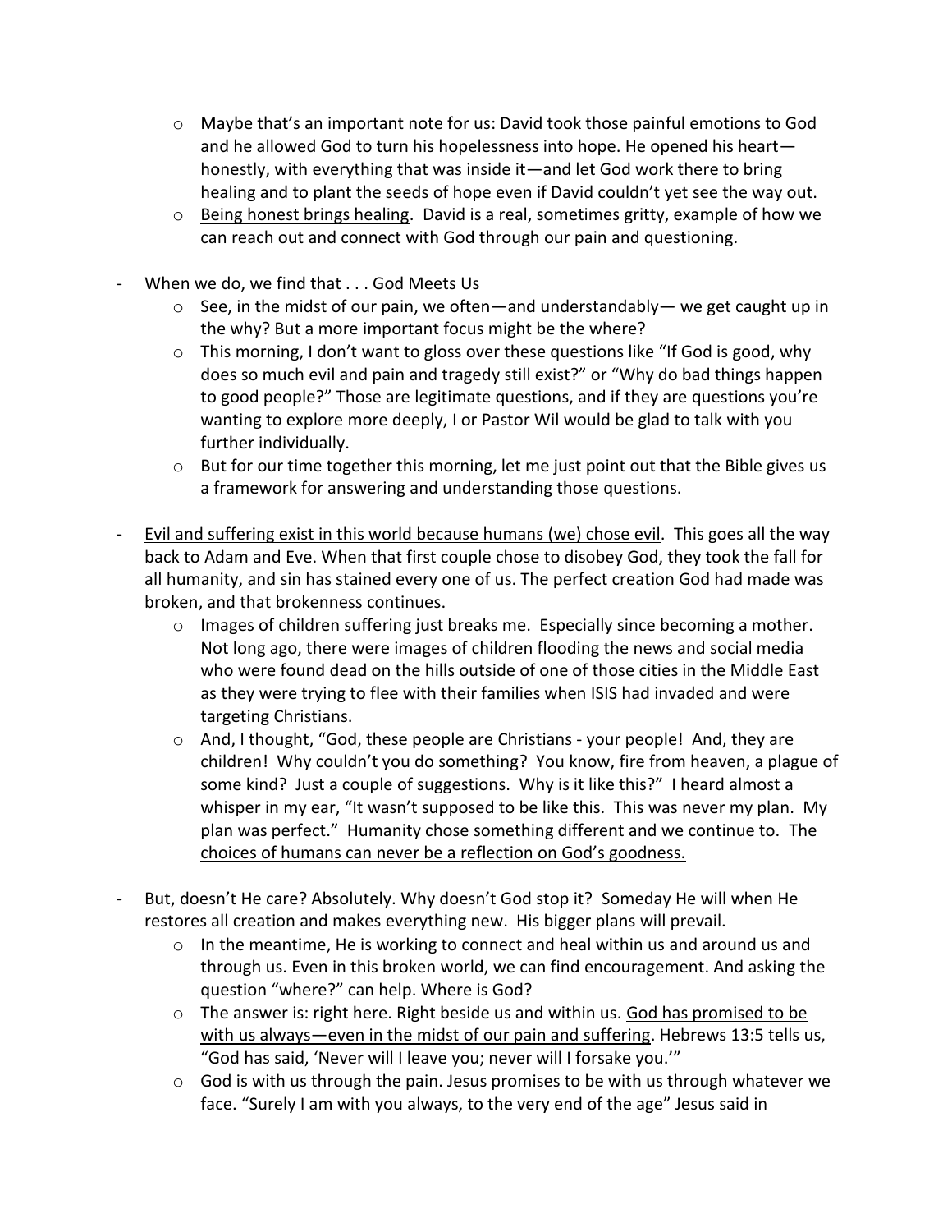- Maybe that's an important note for us: David took those painful emotions to God and he allowed God to turn his hopelessness into hope. He opened his heart—honestly, with everything that was inside it—and let God work there to bring healing and to plant the seeds of hope even if David couldn't yet see the way out.
    - Being honest brings healing. David is a real, sometimes gritty, example of how we can reach out and connect with God through our pain and questioning.

- When we do, we find that . . . God Meets Us
    - See, in the midst of our pain, we often—and understandably— we get caught up in the why? But a more important focus might be the where?
    - This morning, I don't want to gloss over these questions like "If God is good, why does so much evil and pain and tragedy still exist?" or "Why do bad things happen to good people?" Those are legitimate questions, and if they are questions you're wanting to explore more deeply, I or Pastor Wil would be glad to talk with you further individually.
    - But for our time together this morning, let me just point out that the Bible gives us a framework for answering and understanding those questions.

- Evil and suffering exist in this world because humans (we) chose evil. This goes all the way back to Adam and Eve. When that first couple chose to disobey God, they took the fall for all humanity, and sin has stained every one of us. The perfect creation God had made was broken, and that brokenness continues.
    - Images of children suffering just breaks me. Especially since becoming a mother. Not long ago, there were images of children flooding the news and social media who were found dead on the hills outside of one of those cities in the Middle East as they were trying to flee with their families when ISIS had invaded and were targeting Christians.
    - And, I thought, "God, these people are Christians - your people! And, they are children! Why couldn't you do something? You know, fire from heaven, a plague of some kind? Just a couple of suggestions. Why is it like this?" I heard almost a whisper in my ear, "It wasn't supposed to be like this. This was never my plan. My plan was perfect." Humanity chose something different and we continue to. The choices of humans can never be a reflection on God's goodness.

- But, doesn't He care? Absolutely. Why doesn't God stop it? Someday He will when He restores all creation and makes everything new. His bigger plans will prevail.
    - In the meantime, He is working to connect and heal within us and around us and through us. Even in this broken world, we can find encouragement. And asking the question "where?" can help. Where is God?
    - The answer is: right here. Right beside us and within us. God has promised to be with us always—even in the midst of our pain and suffering. Hebrews 13:5 tells us, "God has said, 'Never will I leave you; never will I forsake you.'"
    - God is with us through the pain. Jesus promises to be with us through whatever we face. "Surely I am with you always, to the very end of the age" Jesus said in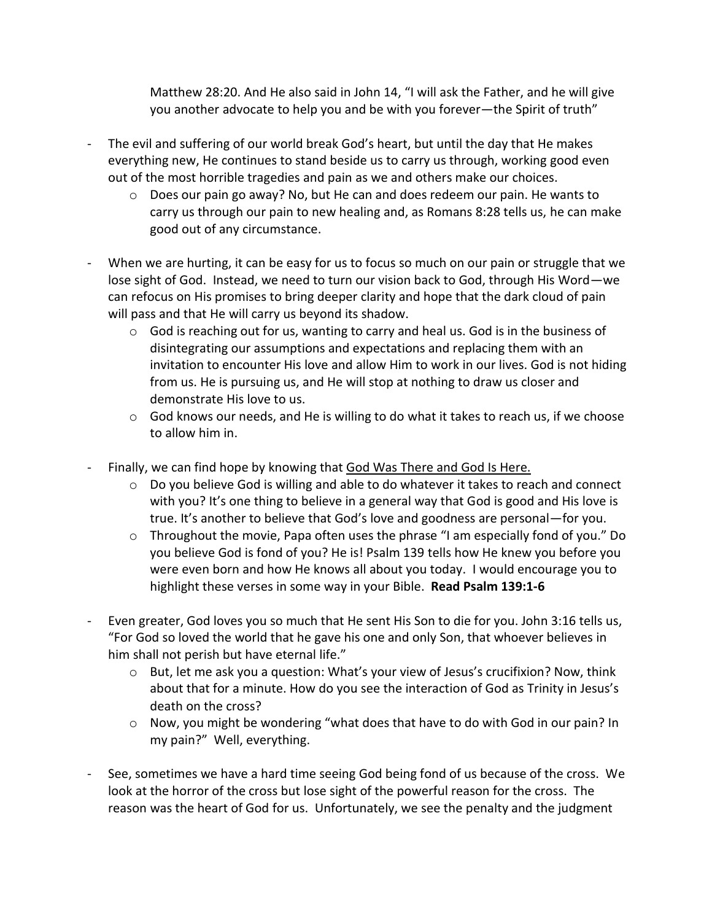Matthew 28:20. And He also said in John 14, "I will ask the Father, and he will give you another advocate to help you and be with you forever—the Spirit of truth"

- The evil and suffering of our world break God's heart, but until the day that He makes everything new, He continues to stand beside us to carry us through, working good even out of the most horrible tragedies and pain as we and others make our choices.
  - Does our pain go away? No, but He can and does redeem our pain. He wants to carry us through our pain to new healing and, as Romans 8:28 tells us, he can make good out of any circumstance.

- When we are hurting, it can be easy for us to focus so much on our pain or struggle that we lose sight of God. Instead, we need to turn our vision back to God, through His Word—we can refocus on His promises to bring deeper clarity and hope that the dark cloud of pain will pass and that He will carry us beyond its shadow.
  - God is reaching out for us, wanting to carry and heal us. God is in the business of disintegrating our assumptions and expectations and replacing them with an invitation to encounter His love and allow Him to work in our lives. God is not hiding from us. He is pursuing us, and He will stop at nothing to draw us closer and demonstrate His love to us.
  - God knows our needs, and He is willing to do what it takes to reach us, if we choose to allow him in.

- Finally, we can find hope by knowing that <u>God Was There and God Is Here.</u>
  - Do you believe God is willing and able to do whatever it takes to reach and connect with you? It's one thing to believe in a general way that God is good and His love is true. It's another to believe that God's love and goodness are personal—for you.
  - Throughout the movie, Papa often uses the phrase "I am especially fond of you." Do you believe God is fond of you? He is! Psalm 139 tells how He knew you before you were even born and how He knows all about you today. I would encourage you to highlight these verses in some way in your Bible. **Read Psalm 139:1-6**

- Even greater, God loves you so much that He sent His Son to die for you. John 3:16 tells us, "For God so loved the world that he gave his one and only Son, that whoever believes in him shall not perish but have eternal life."
  - But, let me ask you a question: What's your view of Jesus's crucifixion? Now, think about that for a minute. How do you see the interaction of God as Trinity in Jesus's death on the cross?
  - Now, you might be wondering "what does that have to do with God in our pain? In my pain?" Well, everything.

- See, sometimes we have a hard time seeing God being fond of us because of the cross. We look at the horror of the cross but lose sight of the powerful reason for the cross. The reason was the heart of God for us. Unfortunately, we see the penalty and the judgment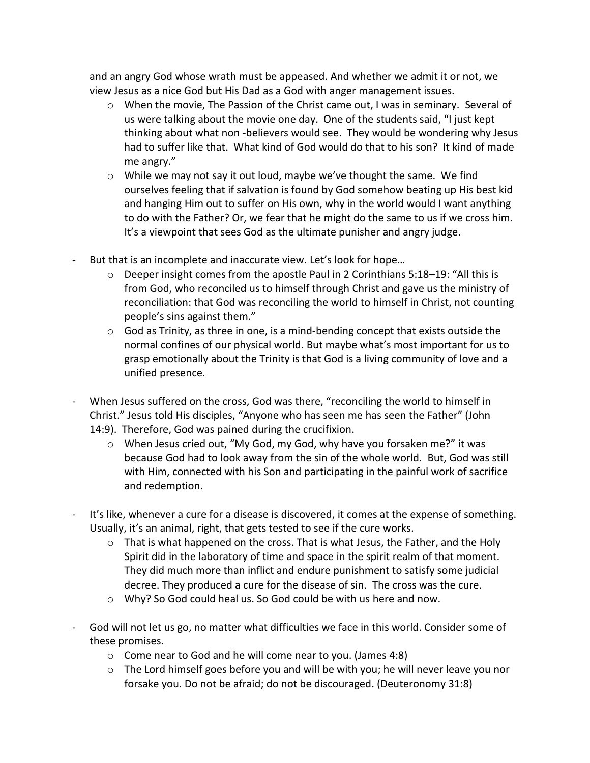and an angry God whose wrath must be appeased. And whether we admit it or not, we view Jesus as a nice God but His Dad as a God with anger management issues.

- When the movie, The Passion of the Christ came out, I was in seminary. Several of us were talking about the movie one day. One of the students said, "I just kept thinking about what non -believers would see. They would be wondering why Jesus had to suffer like that. What kind of God would do that to his son? It kind of made me angry."
- While we may not say it out loud, maybe we've thought the same. We find ourselves feeling that if salvation is found by God somehow beating up His best kid and hanging Him out to suffer on His own, why in the world would I want anything to do with the Father? Or, we fear that he might do the same to us if we cross him. It's a viewpoint that sees God as the ultimate punisher and angry judge.

- But that is an incomplete and inaccurate view. Let's look for hope…
  - Deeper insight comes from the apostle Paul in 2 Corinthians 5:18–19: "All this is from God, who reconciled us to himself through Christ and gave us the ministry of reconciliation: that God was reconciling the world to himself in Christ, not counting people's sins against them."
  - God as Trinity, as three in one, is a mind-bending concept that exists outside the normal confines of our physical world. But maybe what's most important for us to grasp emotionally about the Trinity is that God is a living community of love and a unified presence.

- When Jesus suffered on the cross, God was there, "reconciling the world to himself in Christ." Jesus told His disciples, "Anyone who has seen me has seen the Father" (John 14:9). Therefore, God was pained during the crucifixion.
  - When Jesus cried out, "My God, my God, why have you forsaken me?" it was because God had to look away from the sin of the whole world. But, God was still with Him, connected with his Son and participating in the painful work of sacrifice and redemption.

- It's like, whenever a cure for a disease is discovered, it comes at the expense of something. Usually, it's an animal, right, that gets tested to see if the cure works.
  - That is what happened on the cross. That is what Jesus, the Father, and the Holy Spirit did in the laboratory of time and space in the spirit realm of that moment. They did much more than inflict and endure punishment to satisfy some judicial decree. They produced a cure for the disease of sin. The cross was the cure.
  - Why? So God could heal us. So God could be with us here and now.

- God will not let us go, no matter what difficulties we face in this world. Consider some of these promises.
  - Come near to God and he will come near to you. (James 4:8)
  - The Lord himself goes before you and will be with you; he will never leave you nor forsake you. Do not be afraid; do not be discouraged. (Deuteronomy 31:8)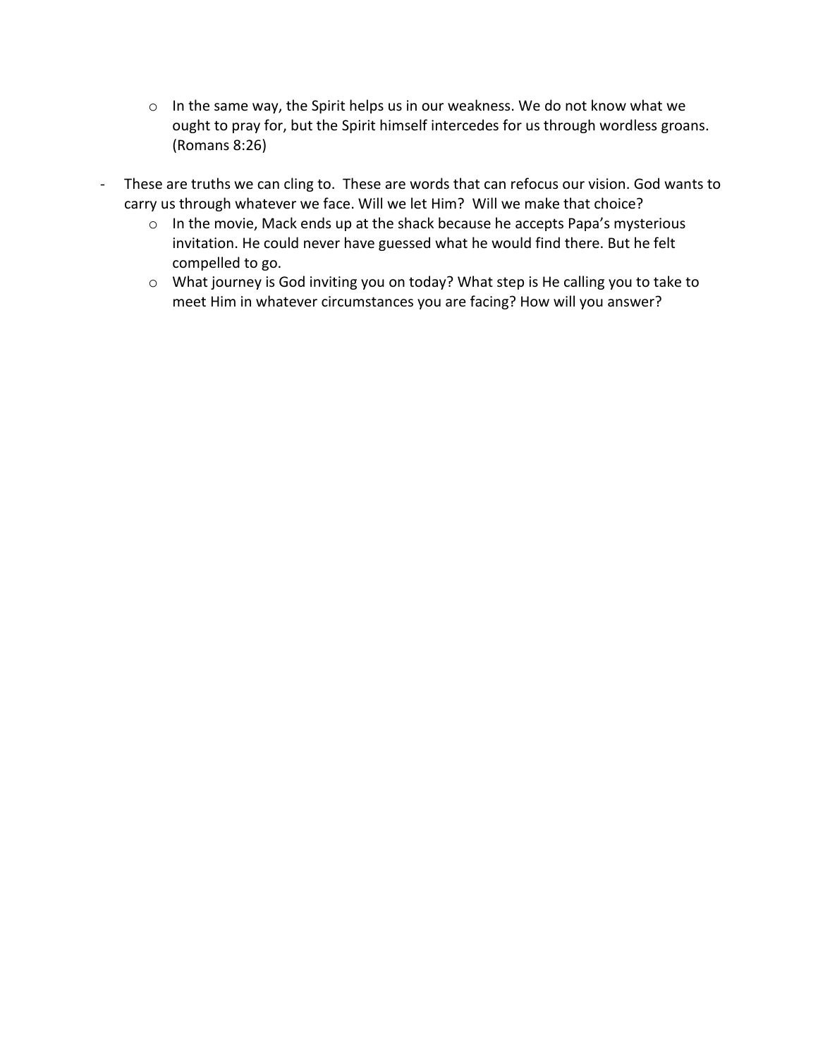- In the same way, the Spirit helps us in our weakness. We do not know what we ought to pray for, but the Spirit himself intercedes for us through wordless groans. (Romans 8:26)

- These are truths we can cling to. These are words that can refocus our vision. God wants to carry us through whatever we face. Will we let Him? Will we make that choice?
  - In the movie, Mack ends up at the shack because he accepts Papa's mysterious invitation. He could never have guessed what he would find there. But he felt compelled to go.
  - What journey is God inviting you on today? What step is He calling you to take to meet Him in whatever circumstances you are facing? How will you answer?